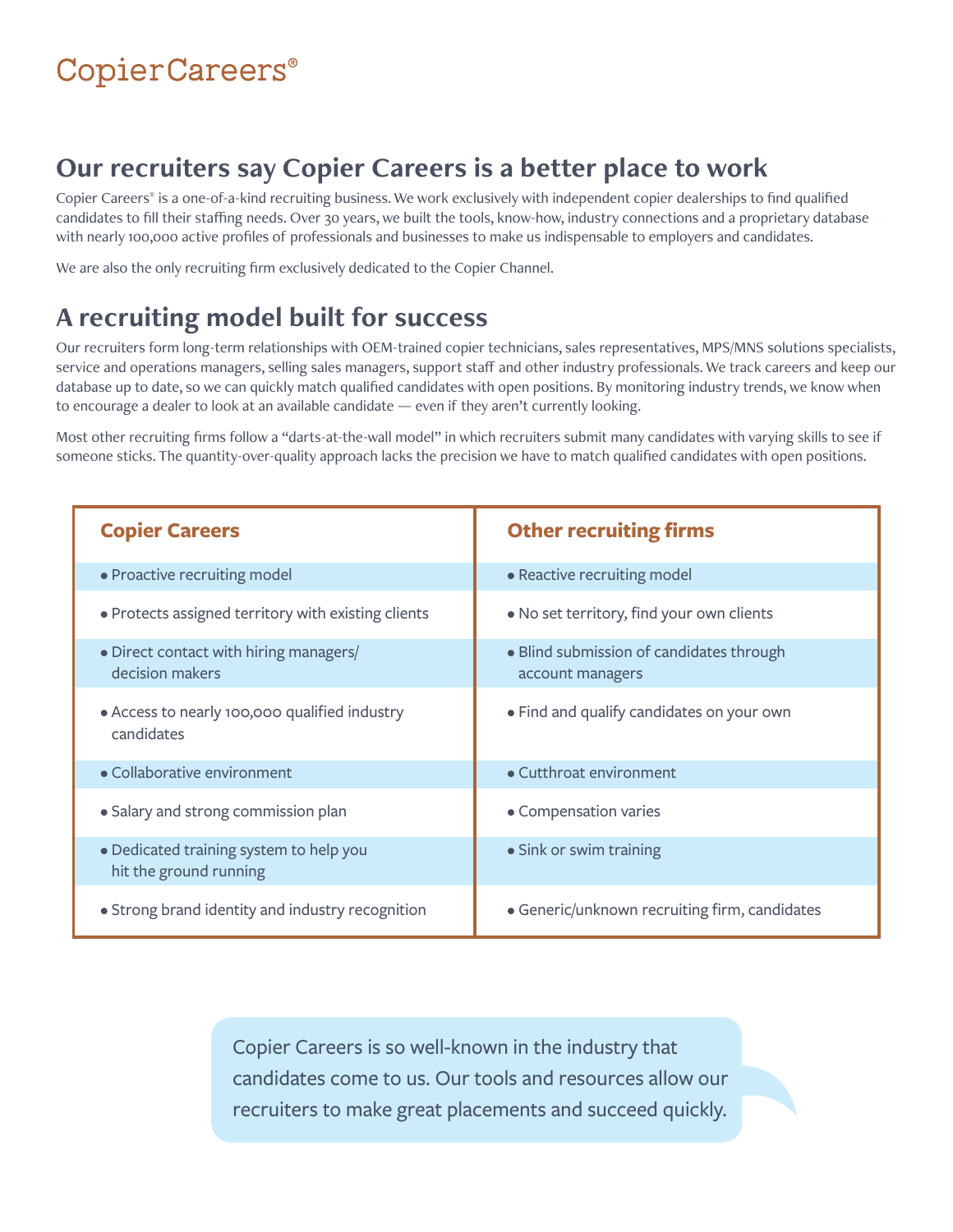# Copier Careers®

## Our recruiters say Copier Careers is a better place to work

Copier Careers® is a one-of-a-kind recruiting business. We work exclusively with independent copier dealerships to find qualified candidates to fill their staffing needs. Over 30 years, we built the tools, know-how, industry connections and a proprietary database with nearly 100,000 active profiles of professionals and businesses to make us indispensable to employers and candidates.

We are also the only recruiting firm exclusively dedicated to the Copier Channel.

## A recruiting model built for success

Our recruiters form long-term relationships with OEM-trained copier technicians, sales representatives, MPS/MNS solutions specialists, service and operations managers, selling sales managers, support staff and other industry professionals. We track careers and keep our database up to date, so we can quickly match qualified candidates with open positions. By monitoring industry trends, we know when to encourage a dealer to look at an available candidate — even if they aren't currently looking.

Most other recruiting firms follow a "darts-at-the-wall model" in which recruiters submit many candidates with varying skills to see if someone sticks. The quantity-over-quality approach lacks the precision we have to match qualified candidates with open positions.

| Copier Careers | Other recruiting firms |
|---|---|
| • Proactive recruiting model | • Reactive recruiting model |
| • Protects assigned territory with existing clients | • No set territory, find your own clients |
| • Direct contact with hiring managers/decision makers | • Blind submission of candidates through account managers |
| • Access to nearly 100,000 qualified industry candidates | • Find and qualify candidates on your own |
| • Collaborative environment | • Cutthroat environment |
| • Salary and strong commission plan | • Compensation varies |
| • Dedicated training system to help you hit the ground running | • Sink or swim training |
| • Strong brand identity and industry recognition | • Generic/unknown recruiting firm, candidates |

Copier Careers is so well-known in the industry that candidates come to us. Our tools and resources allow our recruiters to make great placements and succeed quickly.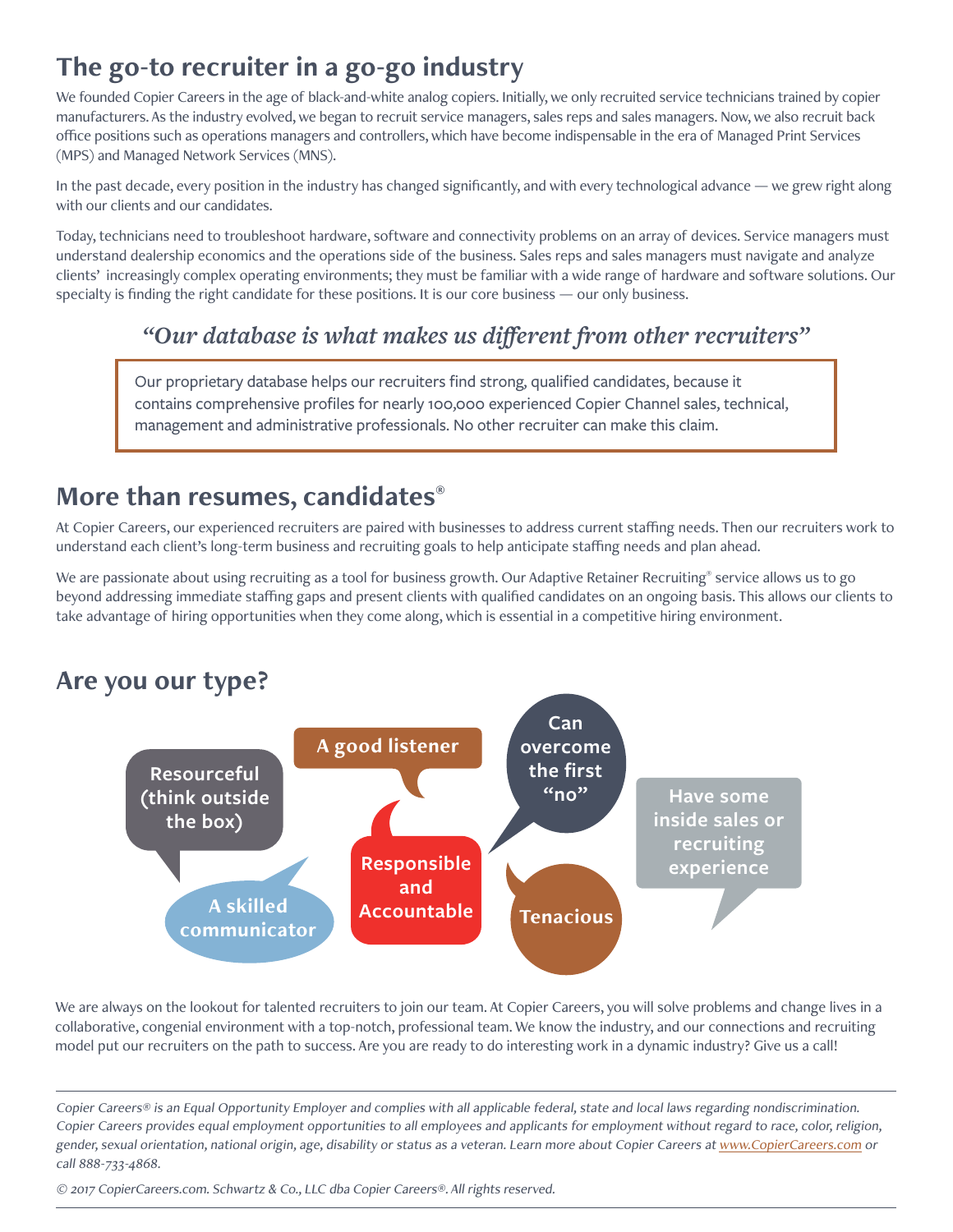## The go-to recruiter in a go-go industry

We founded Copier Careers in the age of black-and-white analog copiers. Initially, we only recruited service technicians trained by copier manufacturers. As the industry evolved, we began to recruit service managers, sales reps and sales managers. Now, we also recruit back office positions such as operations managers and controllers, which have become indispensable in the era of Managed Print Services (MPS) and Managed Network Services (MNS).

In the past decade, every position in the industry has changed significantly, and with every technological advance — we grew right along with our clients and our candidates.

Today, technicians need to troubleshoot hardware, software and connectivity problems on an array of devices. Service managers must understand dealership economics and the operations side of the business. Sales reps and sales managers must navigate and analyze clients' increasingly complex operating environments; they must be familiar with a wide range of hardware and software solutions. Our specialty is finding the right candidate for these positions. It is our core business — our only business.

### *"Our database is what makes us different from other recruiters"*

Our proprietary database helps our recruiters find strong, qualified candidates, because it contains comprehensive profiles for nearly 100,000 experienced Copier Channel sales, technical, management and administrative professionals. No other recruiter can make this claim.

## More than resumes, candidates®

At Copier Careers, our experienced recruiters are paired with businesses to address current staffing needs. Then our recruiters work to understand each client's long-term business and recruiting goals to help anticipate staffing needs and plan ahead.

We are passionate about using recruiting as a tool for business growth. Our Adaptive Retainer Recruiting® service allows us to go beyond addressing immediate staffing gaps and present clients with qualified candidates on an ongoing basis. This allows our clients to take advantage of hiring opportunities when they come along, which is essential in a competitive hiring environment.

## Are you our type?

Resourceful (think outside the box)

A good listener

Can overcome the first "no"

Have some inside sales or recruiting experience

A skilled communicator

Responsible and Accountable

Tenacious

We are always on the lookout for talented recruiters to join our team. At Copier Careers, you will solve problems and change lives in a collaborative, congenial environment with a top-notch, professional team. We know the industry, and our connections and recruiting model put our recruiters on the path to success. Are you are ready to do interesting work in a dynamic industry? Give us a call!

---

*Copier Careers® is an Equal Opportunity Employer and complies with all applicable federal, state and local laws regarding nondiscrimination. Copier Careers provides equal employment opportunities to all employees and applicants for employment without regard to race, color, religion, gender, sexual orientation, national origin, age, disability or status as a veteran. Learn more about Copier Careers at www.CopierCareers.com or call 888-733-4868.*

*© 2017 CopierCareers.com. Schwartz & Co., LLC dba Copier Careers®. All rights reserved.*